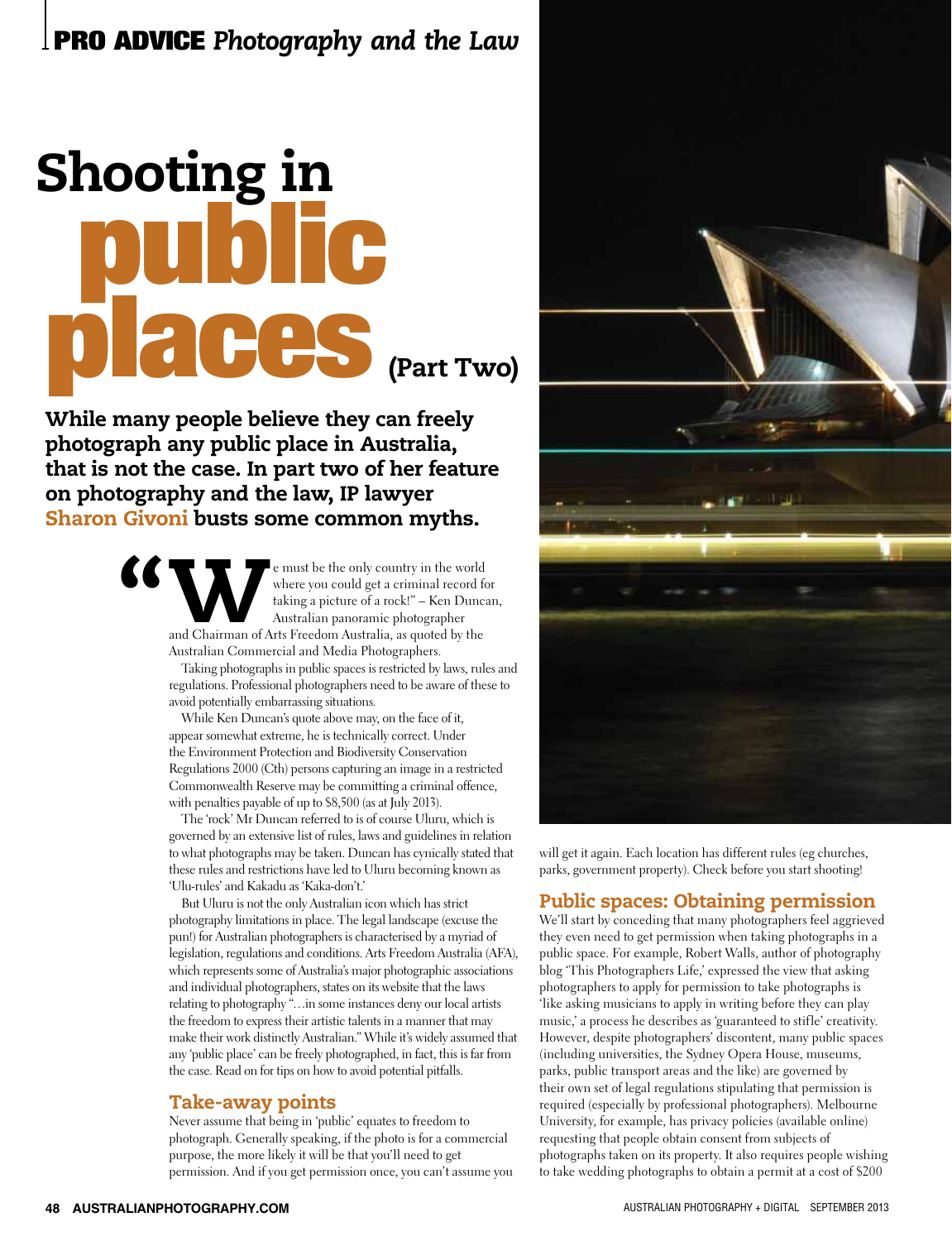**PRO ADVICE** *Photography and the Law*

# Shooting in public places (Part Two)

**While many people believe they can freely photograph any public place in Australia, that is not the case. In part two of her feature on photography and the law, IP lawyer Sharon Givoni busts some common myths.**

"We must be the only country in the world where you could get a criminal record for taking a picture of a rock!" – Ken Duncan, Australian panoramic photographer and Chairman of Arts Freedom Australia, as quoted by the Australian Commercial and Media Photographers.

Taking photographs in public spaces is restricted by laws, rules and regulations. Professional photographers need to be aware of these to avoid potentially embarrassing situations.

While Ken Duncan's quote above may, on the face of it, appear somewhat extreme, he is technically correct. Under the Environment Protection and Biodiversity Conservation Regulations 2000 (Cth) persons capturing an image in a restricted Commonwealth Reserve may be committing a criminal offence, with penalties payable of up to $8,500 (as at July 2013).

The 'rock' Mr Duncan referred to is of course Uluru, which is governed by an extensive list of rules, laws and guidelines in relation to what photographs may be taken. Duncan has cynically stated that these rules and restrictions have led to Uluru becoming known as 'Ulu-rules' and Kakadu as 'Kaka-don't.'

But Uluru is not the only Australian icon which has strict photography limitations in place. The legal landscape (excuse the pun!) for Australian photographers is characterised by a myriad of legislation, regulations and conditions. Arts Freedom Australia (AFA), which represents some of Australia's major photographic associations and individual photographers, states on its website that the laws relating to photography "…in some instances deny our local artists the freedom to express their artistic talents in a manner that may make their work distinctly Australian." While it's widely assumed that any 'public place' can be freely photographed, in fact, this is far from the case. Read on for tips on how to avoid potential pitfalls.

## Take-away points

Never assume that being in 'public' equates to freedom to photograph. Generally speaking, if the photo is for a commercial purpose, the more likely it will be that you'll need to get permission. And if you get permission once, you can't assume you will get it again. Each location has different rules (eg churches, parks, government property). Check before you start shooting!

## Public spaces: Obtaining permission

We'll start by conceding that many photographers feel aggrieved they even need to get permission when taking photographs in a public space. For example, Robert Walls, author of photography blog 'This Photographers Life,' expressed the view that asking photographers to apply for permission to take photographs is 'like asking musicians to apply in writing before they can play music,' a process he describes as 'guaranteed to stifle' creativity. However, despite photographers' discontent, many public spaces (including universities, the Sydney Opera House, museums, parks, public transport areas and the like) are governed by their own set of legal regulations stipulating that permission is required (especially by professional photographers). Melbourne University, for example, has privacy policies (available online) requesting that people obtain consent from subjects of photographs taken on its property. It also requires people wishing to take wedding photographs to obtain a permit at a cost of $200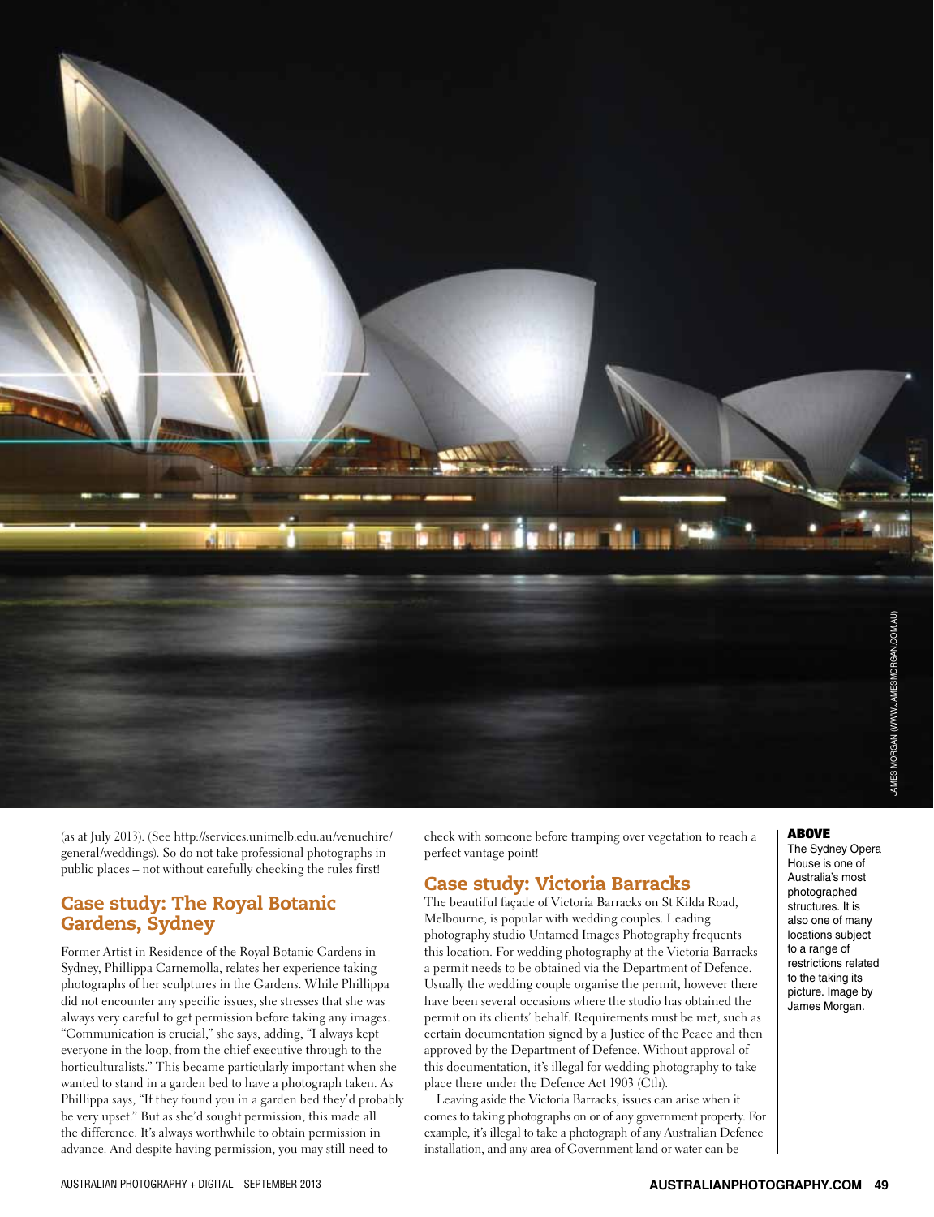(as at July 2013). (See http://services.unimelb.edu.au/venuehire/general/weddings). So do not take professional photographs in public places – not without carefully checking the rules first!

## Case study: The Royal Botanic Gardens, Sydney

Former Artist in Residence of the Royal Botanic Gardens in Sydney, Phillippa Carnemolla, relates her experience taking photographs of her sculptures in the Gardens. While Phillippa did not encounter any specific issues, she stresses that she was always very careful to get permission before taking any images. "Communication is crucial," she says, adding, "I always kept everyone in the loop, from the chief executive through to the horticulturalists." This became particularly important when she wanted to stand in a garden bed to have a photograph taken. As Phillippa says, "If they found you in a garden bed they'd probably be very upset." But as she'd sought permission, this made all the difference. It's always worthwhile to obtain permission in advance. And despite having permission, you may still need to check with someone before tramping over vegetation to reach a perfect vantage point!

## Case study: Victoria Barracks

The beautiful façade of Victoria Barracks on St Kilda Road, Melbourne, is popular with wedding couples. Leading photography studio Untamed Images Photography frequents this location. For wedding photography at the Victoria Barracks a permit needs to be obtained via the Department of Defence. Usually the wedding couple organise the permit, however there have been several occasions where the studio has obtained the permit on its clients' behalf. Requirements must be met, such as certain documentation signed by a Justice of the Peace and then approved by the Department of Defence. Without approval of this documentation, it's illegal for wedding photography to take place there under the Defence Act 1903 (Cth).

Leaving aside the Victoria Barracks, issues can arise when it comes to taking photographs on or of any government property. For example, it's illegal to take a photograph of any Australian Defence installation, and any area of Government land or water can be

**ABOVE**
The Sydney Opera House is one of Australia's most photographed structures. It is also one of many locations subject to a range of restrictions related to the taking its picture. Image by James Morgan.

JAMES MORGAN (WWW.JAMESMORGAN.COM.AU)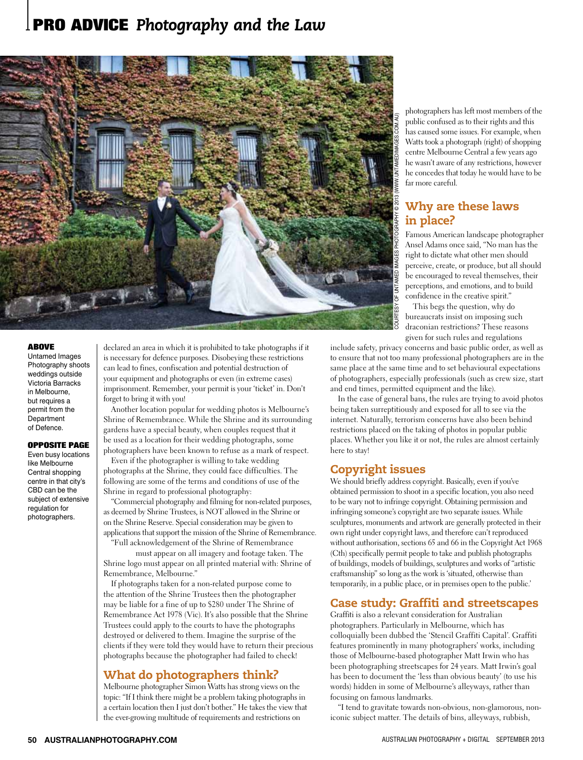## PRO ADVICE *Photography and the Law*

COURTESY OF UNTAMED IMAGES PHOTOGRAPHY © 2013 (WWW.UNTAMEDIMAGES.COM.AU)

**ABOVE**
Untamed Images Photography shoots weddings outside Victoria Barracks in Melbourne, but requires a permit from the Department of Defence.

**OPPOSITE PAGE**
Even busy locations like Melbourne Central shopping centre in that city's CBD can be the subject of extensive regulation for photographers.

declared an area in which it is prohibited to take photographs if it is necessary for defence purposes. Disobeying these restrictions can lead to fines, confiscation and potential destruction of your equipment and photographs or even (in extreme cases) imprisonment. Remember, your permit is your 'ticket' in. Don't forget to bring it with you!

Another location popular for wedding photos is Melbourne's Shrine of Remembrance. While the Shrine and its surrounding gardens have a special beauty, when couples request that it be used as a location for their wedding photographs, some photographers have been known to refuse as a mark of respect.

Even if the photographer is willing to take wedding photographs at the Shrine, they could face difficulties. The following are some of the terms and conditions of use of the Shrine in regard to professional photography:

"Commercial photography and filming for non-related purposes, as deemed by Shrine Trustees, is NOT allowed in the Shrine or on the Shrine Reserve. Special consideration may be given to applications that support the mission of the Shrine of Remembrance.

"Full acknowledgement of the Shrine of Remembrance must appear on all imagery and footage taken. The Shrine logo must appear on all printed material with: Shrine of Remembrance, Melbourne."

If photographs taken for a non-related purpose come to the attention of the Shrine Trustees then the photographer may be liable for a fine of up to $280 under The Shrine of Remembrance Act 1978 (Vic). It's also possible that the Shrine Trustees could apply to the courts to have the photographs destroyed or delivered to them. Imagine the surprise of the clients if they were told they would have to return their precious photographs because the photographer had failed to check!

### What do photographers think?

Melbourne photographer Simon Watts has strong views on the topic: "If I think there might be a problem taking photographs in a certain location then I just don't bother." He takes the view that the ever-growing multitude of requirements and restrictions on photographers has left most members of the public confused as to their rights and this has caused some issues. For example, when Watts took a photograph (right) of shopping centre Melbourne Central a few years ago he wasn't aware of any restrictions, however he concedes that today he would have to be far more careful.

### Why are these laws in place?

Famous American landscape photographer Ansel Adams once said, "No man has the right to dictate what other men should perceive, create, or produce, but all should be encouraged to reveal themselves, their perceptions, and emotions, and to build confidence in the creative spirit."

This begs the question, why do bureaucrats insist on imposing such draconian restrictions? These reasons given for such rules and regulations include safety, privacy concerns and basic public order, as well as to ensure that not too many professional photographers are in the same place at the same time and to set behavioural expectations of photographers, especially professionals (such as crew size, start and end times, permitted equipment and the like).

In the case of general bans, the rules are trying to avoid photos being taken surreptitiously and exposed for all to see via the internet. Naturally, terrorism concerns have also been behind restrictions placed on the taking of photos in popular public places. Whether you like it or not, the rules are almost certainly here to stay!

### Copyright issues

We should briefly address copyright. Basically, even if you've obtained permission to shoot in a specific location, you also need to be wary not to infringe copyright. Obtaining permission and infringing someone's copyright are two separate issues. While sculptures, monuments and artwork are generally protected in their own right under copyright laws, and therefore can't reproduced without authorisation, sections 65 and 66 in the Copyright Act 1968 (Cth) specifically permit people to take and publish photographs of buildings, models of buildings, sculptures and works of "artistic craftsmanship" so long as the work is 'situated, otherwise than temporarily, in a public place, or in premises open to the public.'

### Case study: Graffiti and streetscapes

Graffiti is also a relevant consideration for Australian photographers. Particularly in Melbourne, which has colloquially been dubbed the 'Stencil Graffiti Capital'. Graffiti features prominently in many photographers' works, including those of Melbourne-based photographer Matt Irwin who has been photographing streetscapes for 24 years. Matt Irwin's goal has been to document the 'less than obvious beauty' (to use his words) hidden in some of Melbourne's alleyways, rather than focusing on famous landmarks.

"I tend to gravitate towards non-obvious, non-glamorous, non-iconic subject matter. The details of bins, alleyways, rubbish,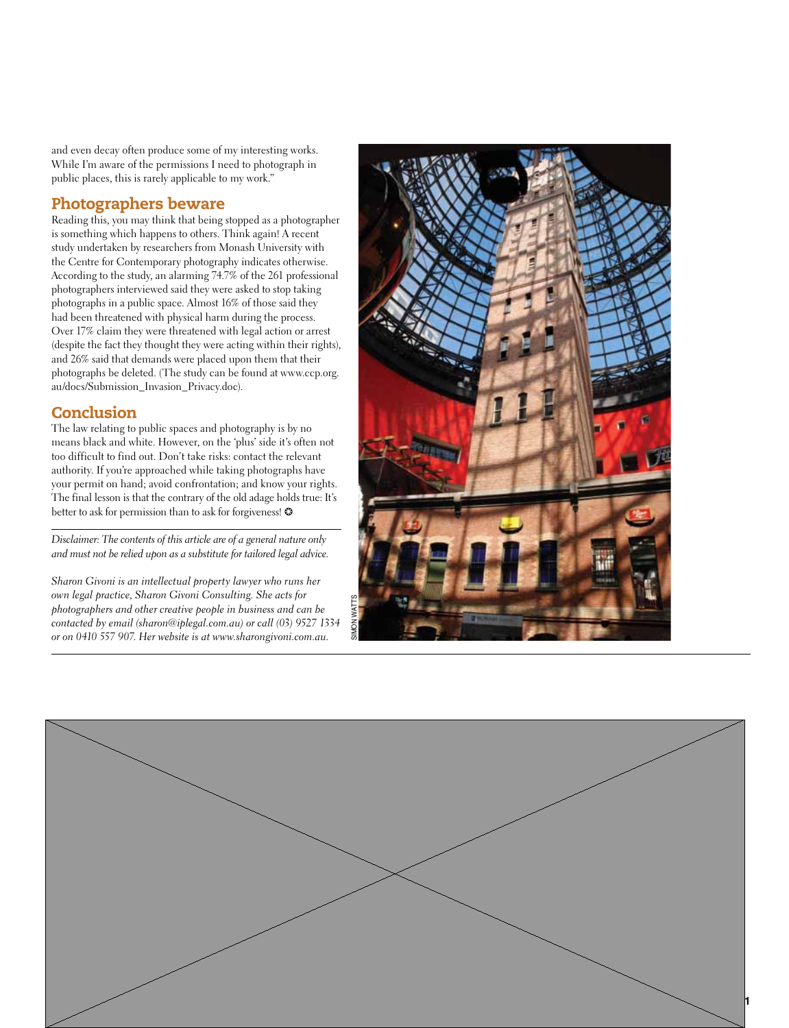and even decay often produce some of my interesting works. While I'm aware of the permissions I need to photograph in public places, this is rarely applicable to my work."

## Photographers beware

Reading this, you may think that being stopped as a photographer is something which happens to others. Think again! A recent study undertaken by researchers from Monash University with the Centre for Contemporary photography indicates otherwise. According to the study, an alarming 74.7% of the 261 professional photographers interviewed said they were asked to stop taking photographs in a public space. Almost 16% of those said they had been threatened with physical harm during the process. Over 17% claim they were threatened with legal action or arrest (despite the fact they thought they were acting within their rights), and 26% said that demands were placed upon them that their photographs be deleted. (The study can be found at www.ccp.org.au/docs/Submission_Invasion_Privacy.doc).

## Conclusion

The law relating to public spaces and photography is by no means black and white. However, on the 'plus' side it's often not too difficult to find out. Don't take risks: contact the relevant authority. If you're approached while taking photographs have your permit on hand; avoid confrontation; and know your rights. The final lesson is that the contrary of the old adage holds true: It's better to ask for permission than to ask for forgiveness! ✪

---

*Disclaimer: The contents of this article are of a general nature only and must not be relied upon as a substitute for tailored legal advice.*

*Sharon Givoni is an intellectual property lawyer who runs her own legal practice, Sharon Givoni Consulting. She acts for photographers and other creative people in business and can be contacted by email (sharon@iplegal.com.au) or call (03) 9527 1334 or on 0410 557 907. Her website is at www.sharongivoni.com.au.*

SIMON WATTS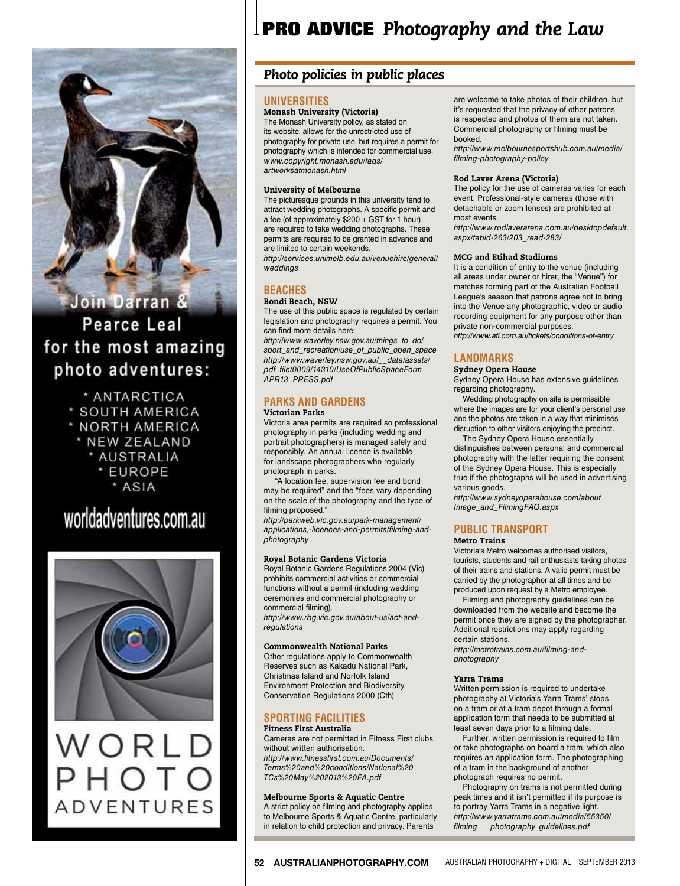# PRO ADVICE *Photography and the Law*

## *Photo policies in public places*

### UNIVERSITIES

**Monash University (Victoria)**

The Monash University policy, as stated on its website, allows for the unrestricted use of photography for private use, but requires a permit for photography which is intended for commercial use.
*www.copyright.monash.edu/faqs/artworksatmonash.html*

**University of Melbourne**

The picturesque grounds in this university tend to attract wedding photographs. A specific permit and a fee (of approximately $200 + GST for 1 hour) are required to take wedding photographs. These permits are required to be granted in advance and are limited to certain weekends.
*http://services.unimelb.edu.au/venuehire/general/weddings*

### BEACHES

**Bondi Beach, NSW**

The use of this public space is regulated by certain legislation and photography requires a permit. You can find more details here:
*http://www.waverley.nsw.gov.au/things_to_do/sport_and_recreation/use_of_public_open_space*
*http://www.waverley.nsw.gov.au/__data/assets/pdf_file/0009/14310/UseOfPublicSpaceForm_APR13_PRESS.pdf*

### PARKS AND GARDENS

**Victorian Parks**

Victoria area permits are required so professional photography in parks (including wedding and portrait photographers) is managed safely and responsibly. An annual licence is available for landscape photographers who regularly photograph in parks.

"A location fee, supervision fee and bond may be required" and the "fees vary depending on the scale of the photography and the type of filming proposed."
*http://parkweb.vic.gov.au/park-management/applications,-licences-and-permits/filming-and-photography*

**Royal Botanic Gardens Victoria**

Royal Botanic Gardens Regulations 2004 (Vic) prohibits commercial activities or commercial functions without a permit (including wedding ceremonies and commercial photography or commercial filming).
*http://www.rbg.vic.gov.au/about-us/act-and-regulations*

**Commonwealth National Parks**

Other regulations apply to Commonwealth Reserves such as Kakadu National Park, Christmas Island and Norfolk Island Environment Protection and Biodiversity Conservation Regulations 2000 (Cth)

### SPORTING FACILITIES

**Fitness First Australia**

Cameras are not permitted in Fitness First clubs without written authorisation.
*http://www.fitnessfirst.com.au/Documents/Terms%20and%20conditions/National%20TCs%20May%202013%20FA.pdf*

**Melbourne Sports & Aquatic Centre**

A strict policy on filming and photography applies to Melbourne Sports & Aquatic Centre, particularly in relation to child protection and privacy. Parents are welcome to take photos of their children, but it's requested that the privacy of other patrons is respected and photos of them are not taken. Commercial photography or filming must be booked.
*http://www.melbournesportshub.com.au/media/filming-photography-policy*

**Rod Laver Arena (Victoria)**

The policy for the use of cameras varies for each event. Professional-style cameras (those with detachable or zoom lenses) are prohibited at most events.
*http://www.rodlaverarena.com.au/desktopdefault.aspx/tabid-263/203_read-283/*

**MCG and Etihad Stadiums**

It is a condition of entry to the venue (including all areas under owner or hirer, the "Venue") for matches forming part of the Australian Football League's season that patrons agree not to bring into the Venue any photographic, video or audio recording equipment for any purpose other than private non-commercial purposes.
*http://www.afl.com.au/tickets/conditions-of-entry*

### LANDMARKS

**Sydney Opera House**

Sydney Opera House has extensive guidelines regarding photography.

Wedding photography on site is permissible where the images are for your client's personal use and the photos are taken in a way that minimises disruption to other visitors enjoying the precinct.

The Sydney Opera House essentially distinguishes between personal and commercial photography with the latter requiring the consent of the Sydney Opera House. This is especially true if the photographs will be used in advertising various goods.
*http://www.sydneyoperahouse.com/about_Image_and_FilmingFAQ.aspx*

### PUBLIC TRANSPORT

**Metro Trains**

Victoria's Metro welcomes authorised visitors, tourists, students and rail enthusiasts taking photos of their trains and stations. A valid permit must be carried by the photographer at all times and be produced upon request by a Metro employee.

Filming and photography guidelines can be downloaded from the website and become the permit once they are signed by the photographer. Additional restrictions may apply regarding certain stations.
*http://metrotrains.com.au/filming-and-photography*

**Yarra Trams**

Written permission is required to undertake photography at Victoria's Yarra Trams' stops, on a tram or at a tram depot through a formal application form that needs to be submitted at least seven days prior to a filming date.

Further, written permission is required to film or take photographs on board a tram, which also requires an application form. The photographing of a tram in the background of another photograph requires no permit.

Photography on trams is not permitted during peak times and it isn't permitted if its purpose is to portray Yarra Trams in a negative light.
*http://www.yarratrams.com.au/media/55350/filming___photography_guidelines.pdf*

---

Join Darran & Pearce Leal for the most amazing photo adventures:

* ANTARCTICA
* SOUTH AMERICA
* NORTH AMERICA
* NEW ZEALAND
* AUSTRALIA
* EUROPE
* ASIA

worldadventures.com.au

WORLD PHOTO ADVENTURES